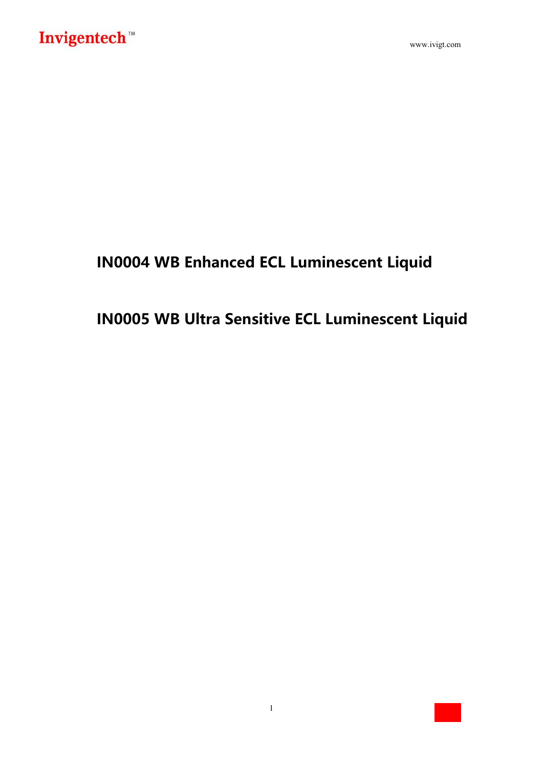# IN0004 WB Enhanced ECL Luminescent Liquid

# IN0005 WB Ultra Sensitive ECL Luminescent Liquid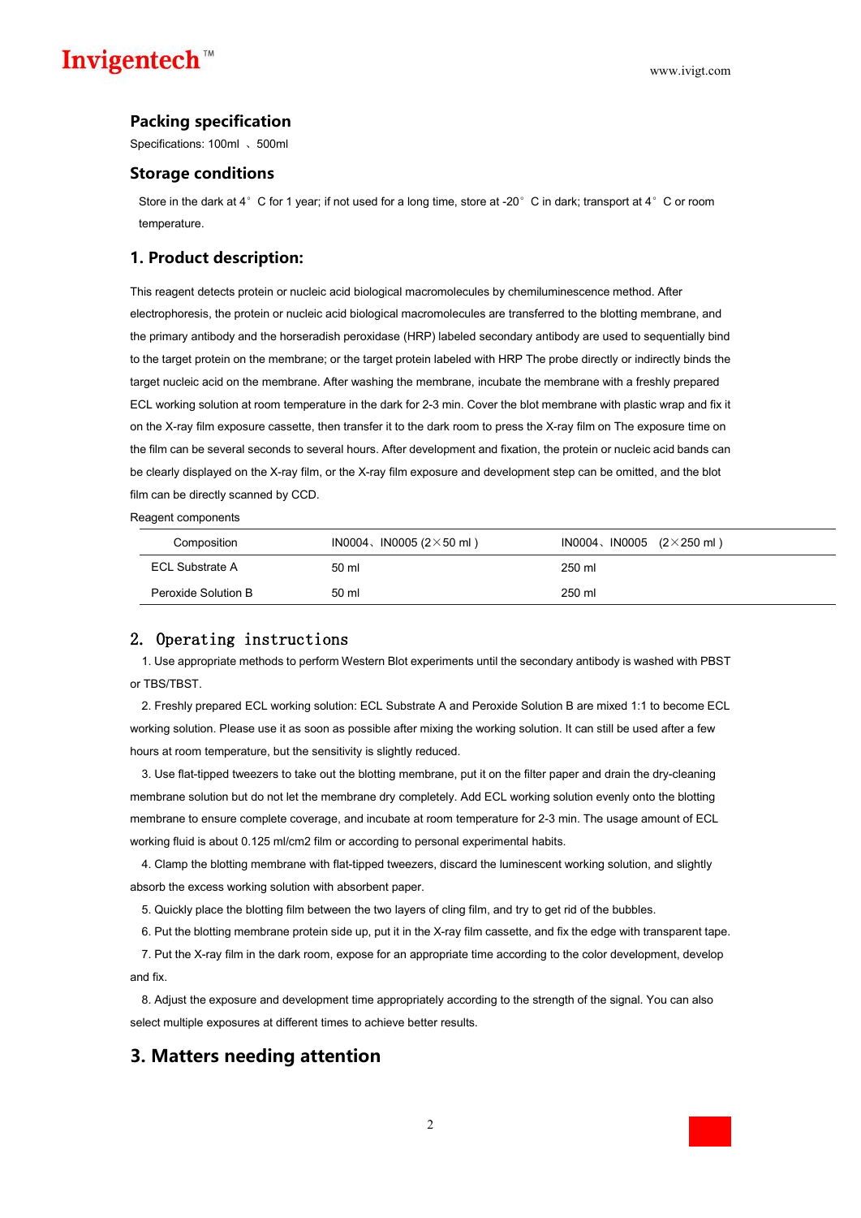## Packing specification

Specifications: 100ml 、500ml

## Storage conditions

Store in the dark at 4° C for 1 year; if not used for a long time, store at -20° C in dark; transport at 4° C or room temperature.

## 1. Product description:

This reagent detects protein or nucleic acid biological macromolecules by chemiluminescence method. After electrophoresis, the protein or nucleic acid biological macromolecules are transferred to the blotting membrane, and the primary antibody and the horseradish peroxidase (HRP) labeled secondary antibody are used to sequentially bind to the target protein on the membrane; or the target protein labeled with HRP The probe directly or indirectly binds the target nucleic acid on the membrane. After washing the membrane, incubate the membrane with a freshly prepared ECL working solution at room temperature in the dark for 2-3 min. Cover the blot membrane with plastic wrap and fix it on the X-ray film exposure cassette, then transfer it to the dark room to press the X-ray film on The exposure time on the film can be several seconds to several hours. After development and fixation, the protein or nucleic acid bands can be clearly displayed on the X-ray film, or the X-ray film exposure and development step can be omitted, and the blot film can be directly scanned by CCD.

Reagent components

| Composition | IN0004、IN0005 (2×50 ml ) | IN0004、IN0005 (2×250 ml ) |
|---|---|---|
| ECL Substrate A | 50 ml | 250 ml |
| Peroxide Solution B | 50 ml | 250 ml |

## 2. Operating instructions

1. Use appropriate methods to perform Western Blot experiments until the secondary antibody is washed with PBST or TBS/TBST.

2. Freshly prepared ECL working solution: ECL Substrate A and Peroxide Solution B are mixed 1:1 to become ECL working solution. Please use it as soon as possible after mixing the working solution. It can still be used after a few hours at room temperature, but the sensitivity is slightly reduced.

3. Use flat-tipped tweezers to take out the blotting membrane, put it on the filter paper and drain the dry-cleaning membrane solution but do not let the membrane dry completely. Add ECL working solution evenly onto the blotting membrane to ensure complete coverage, and incubate at room temperature for 2-3 min. The usage amount of ECL working fluid is about 0.125 ml/cm2 film or according to personal experimental habits.

4. Clamp the blotting membrane with flat-tipped tweezers, discard the luminescent working solution, and slightly absorb the excess working solution with absorbent paper.

5. Quickly place the blotting film between the two layers of cling film, and try to get rid of the bubbles.

6. Put the blotting membrane protein side up, put it in the X-ray film cassette, and fix the edge with transparent tape.

7. Put the X-ray film in the dark room, expose for an appropriate time according to the color development, develop and fix.

8. Adjust the exposure and development time appropriately according to the strength of the signal. You can also select multiple exposures at different times to achieve better results.

## 3. Matters needing attention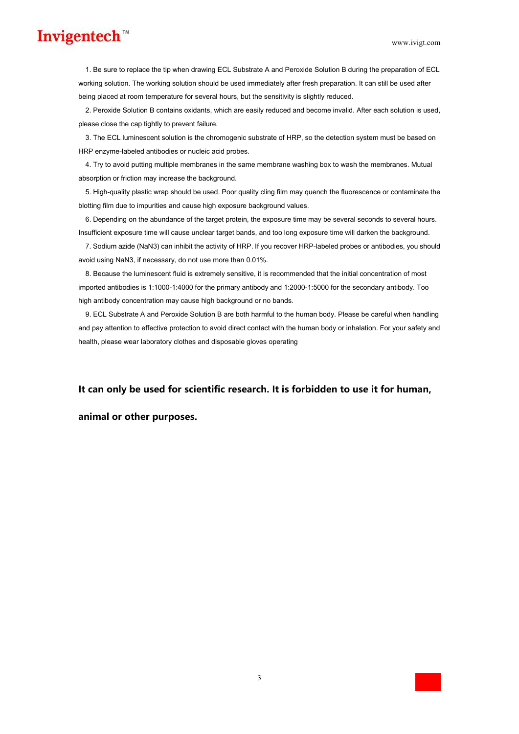1. Be sure to replace the tip when drawing ECL Substrate A and Peroxide Solution B during the preparation of ECL working solution. The working solution should be used immediately after fresh preparation. It can still be used after being placed at room temperature for several hours, but the sensitivity is slightly reduced.

2. Peroxide Solution B contains oxidants, which are easily reduced and become invalid. After each solution is used, please close the cap tightly to prevent failure.

3. The ECL luminescent solution is the chromogenic substrate of HRP, so the detection system must be based on HRP enzyme-labeled antibodies or nucleic acid probes.

4. Try to avoid putting multiple membranes in the same membrane washing box to wash the membranes. Mutual absorption or friction may increase the background.

5. High-quality plastic wrap should be used. Poor quality cling film may quench the fluorescence or contaminate the blotting film due to impurities and cause high exposure background values.

6. Depending on the abundance of the target protein, the exposure time may be several seconds to several hours. Insufficient exposure time will cause unclear target bands, and too long exposure time will darken the background.

7. Sodium azide ($NaN_3$) can inhibit the activity of HRP. If you recover HRP-labeled probes or antibodies, you should avoid using $NaN_3$, if necessary, do not use more than 0.01%.

8. Because the luminescent fluid is extremely sensitive, it is recommended that the initial concentration of most imported antibodies is 1:1000-1:4000 for the primary antibody and 1:2000-1:5000 for the secondary antibody. Too high antibody concentration may cause high background or no bands.

9. ECL Substrate A and Peroxide Solution B are both harmful to the human body. Please be careful when handling and pay attention to effective protection to avoid direct contact with the human body or inhalation. For your safety and health, please wear laboratory clothes and disposable gloves operating

**It can only be used for scientific research. It is forbidden to use it for human, animal or other purposes.**